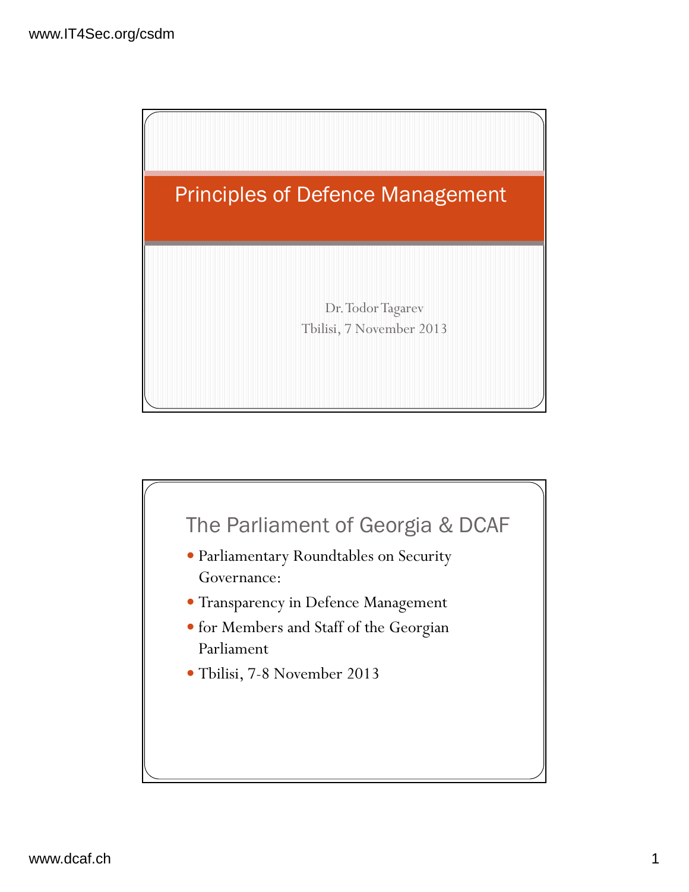# Principles of Defence Management

Dr. Todor Tagarev
Tbilisi, 7 November 2013

## The Parliament of Georgia & DCAF

- Parliamentary Roundtables on Security Governance:
- Transparency in Defence Management
- for Members and Staff of the Georgian Parliament
- Tbilisi, 7-8 November 2013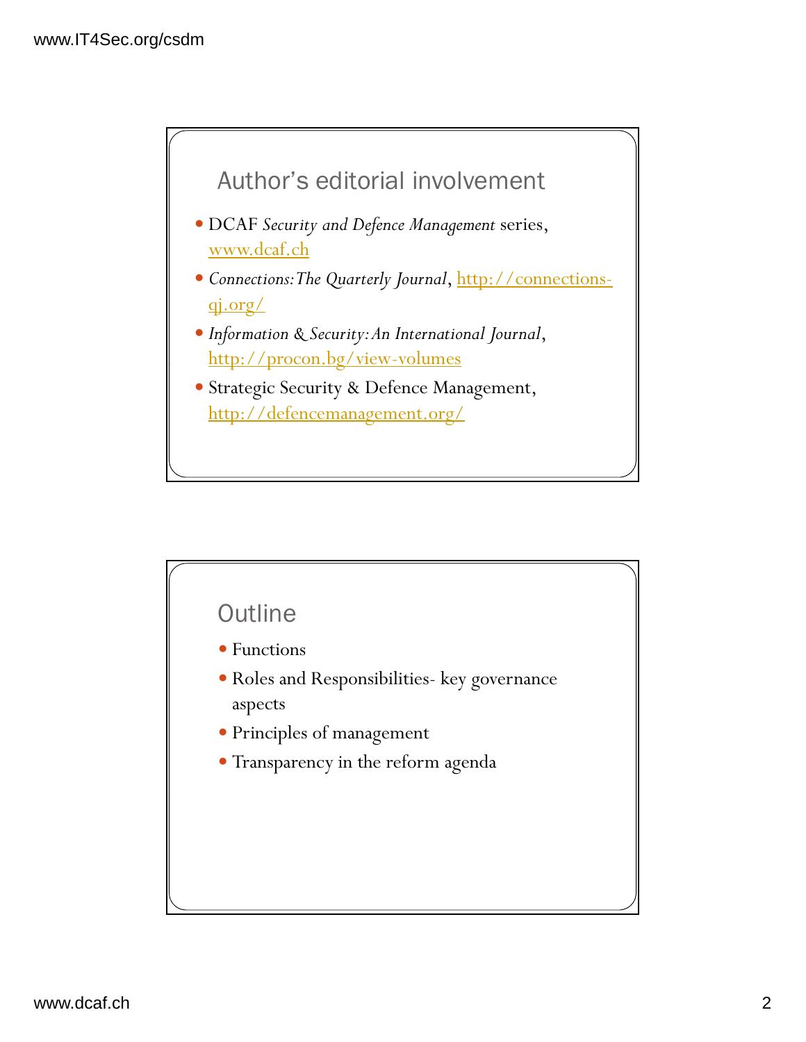## Author's editorial involvement

- DCAF *Security and Defence Management* series, www.dcaf.ch
- *Connections: The Quarterly Journal*, http://connections-qj.org/
- *Information & Security: An International Journal*, http://procon.bg/view-volumes
- Strategic Security & Defence Management, http://defencemanagement.org/

## Outline

- Functions
- Roles and Responsibilities- key governance aspects
- Principles of management
- Transparency in the reform agenda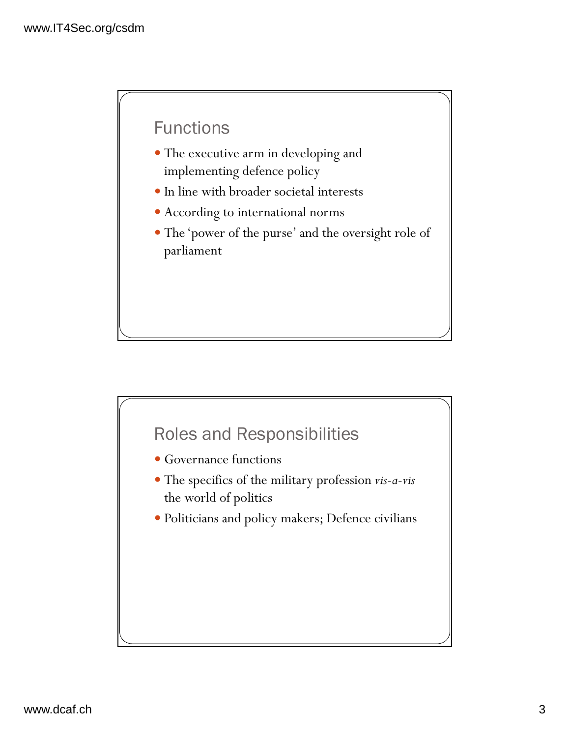## Functions

- The executive arm in developing and implementing defence policy
- In line with broader societal interests
- According to international norms
- The 'power of the purse' and the oversight role of parliament

## Roles and Responsibilities

- Governance functions
- The specifics of the military profession *vis-a-vis* the world of politics
- Politicians and policy makers; Defence civilians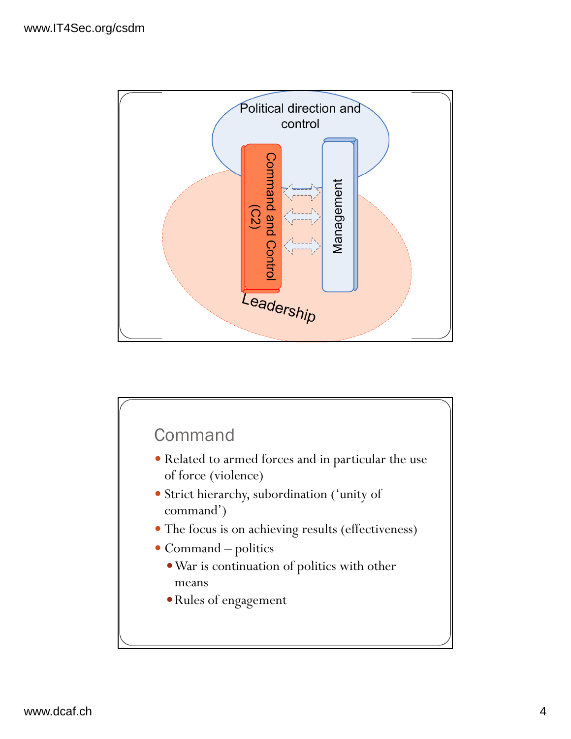Political direction and control

Command and Control (C2)

Management

Leadership

## Command

- Related to armed forces and in particular the use of force (violence)
- Strict hierarchy, subordination ('unity of command')
- The focus is on achieving results (effectiveness)
- Command – politics
  - War is continuation of politics with other means
  - Rules of engagement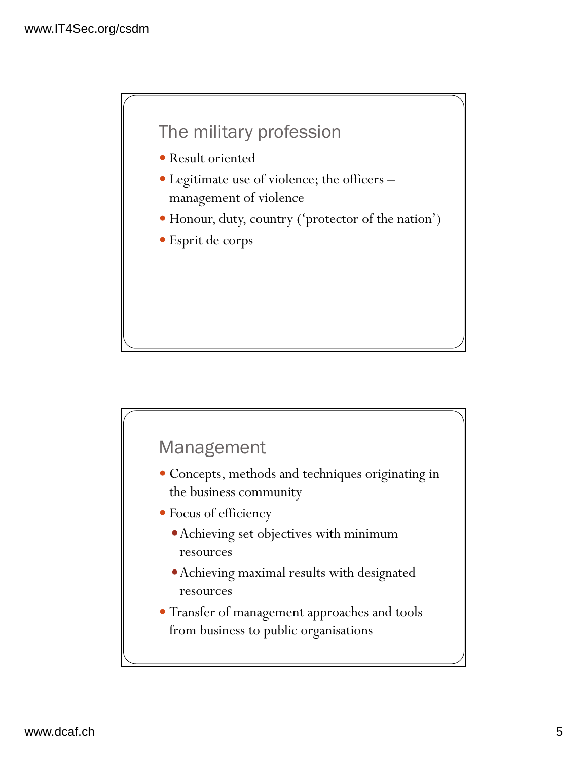## The military profession

- Result oriented
- Legitimate use of violence; the officers – management of violence
- Honour, duty, country ('protector of the nation')
- Esprit de corps

## Management

- Concepts, methods and techniques originating in the business community
- Focus of efficiency
  - Achieving set objectives with minimum resources
  - Achieving maximal results with designated resources
- Transfer of management approaches and tools from business to public organisations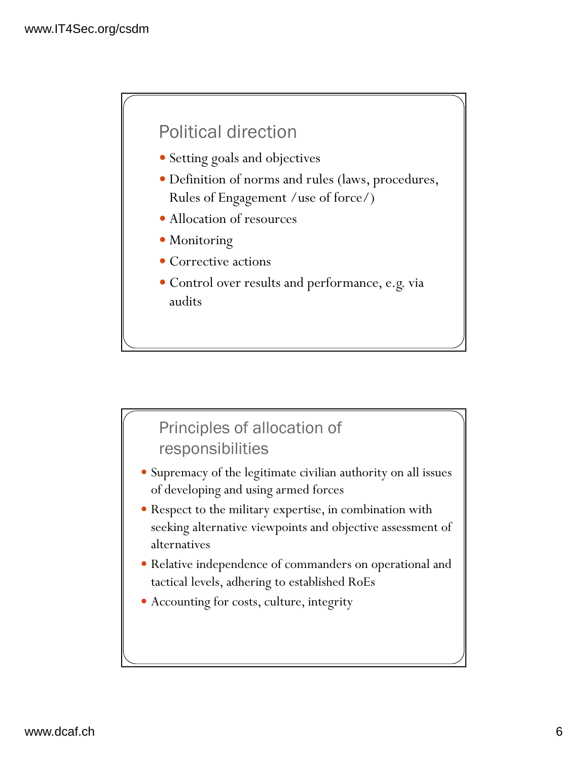## Political direction

- Setting goals and objectives
- Definition of norms and rules (laws, procedures, Rules of Engagement /use of force/)
- Allocation of resources
- Monitoring
- Corrective actions
- Control over results and performance, e.g. via audits

## Principles of allocation of responsibilities

- Supremacy of the legitimate civilian authority on all issues of developing and using armed forces
- Respect to the military expertise, in combination with seeking alternative viewpoints and objective assessment of alternatives
- Relative independence of commanders on operational and tactical levels, adhering to established RoEs
- Accounting for costs, culture, integrity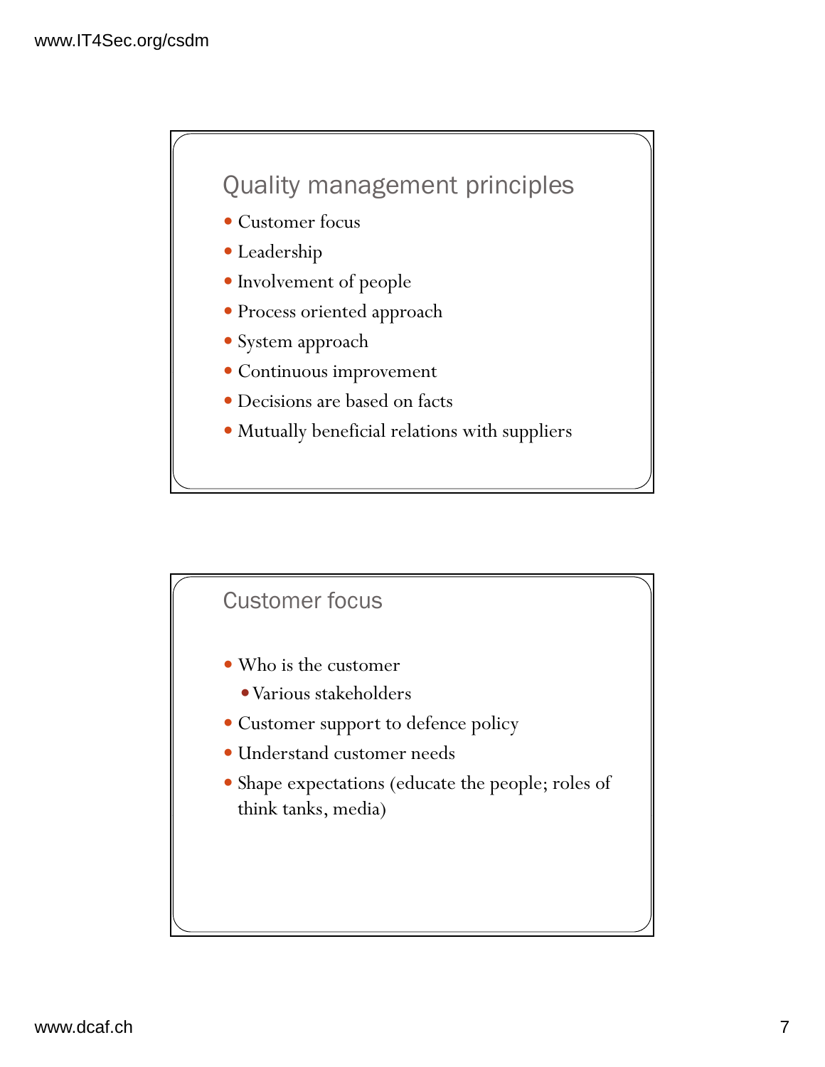## Quality management principles

- Customer focus
- Leadership
- Involvement of people
- Process oriented approach
- System approach
- Continuous improvement
- Decisions are based on facts
- Mutually beneficial relations with suppliers

## Customer focus

- Who is the customer
  - Various stakeholders
- Customer support to defence policy
- Understand customer needs
- Shape expectations (educate the people; roles of think tanks, media)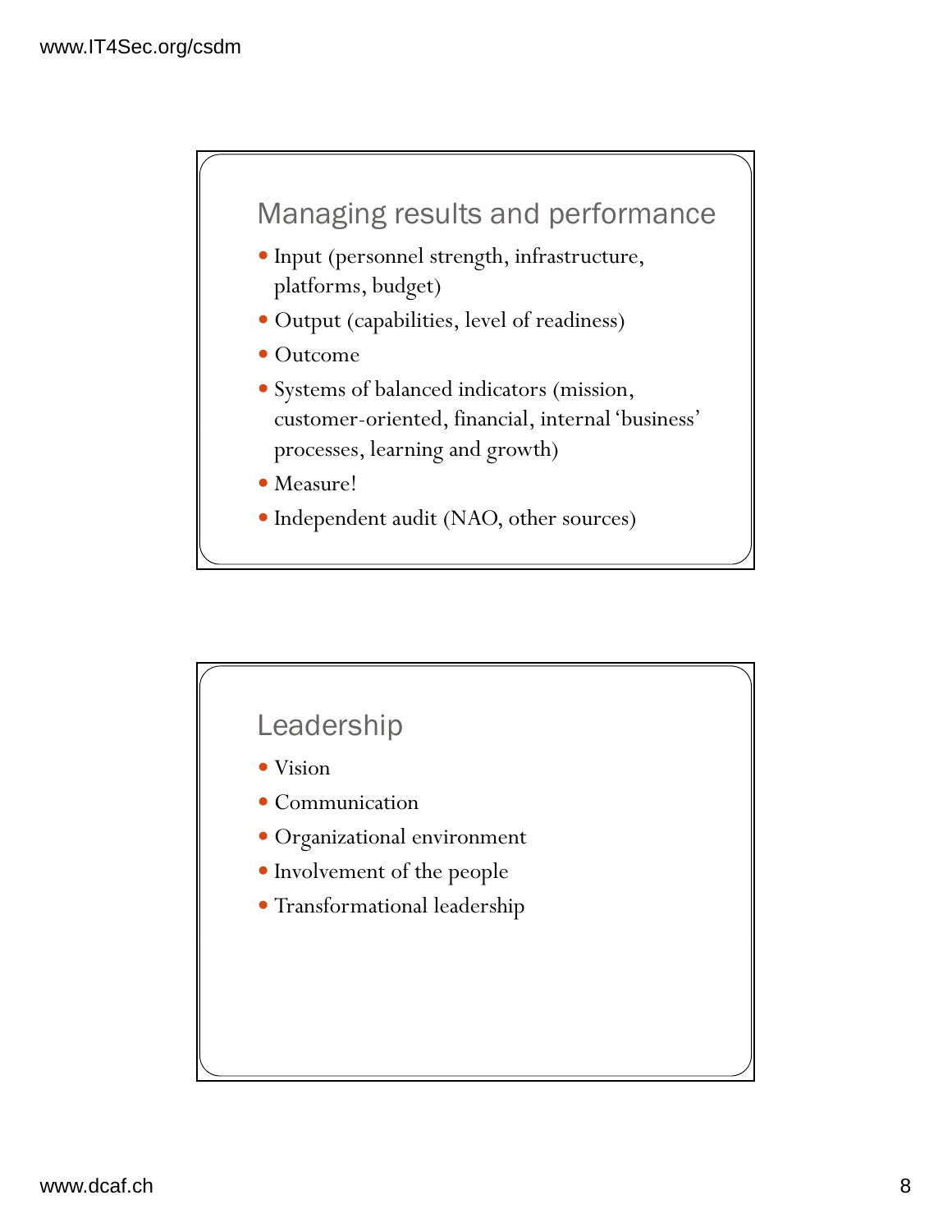## Managing results and performance

- Input (personnel strength, infrastructure, platforms, budget)
- Output (capabilities, level of readiness)
- Outcome
- Systems of balanced indicators (mission, customer-oriented, financial, internal 'business' processes, learning and growth)
- Measure!
- Independent audit (NAO, other sources)

## Leadership

- Vision
- Communication
- Organizational environment
- Involvement of the people
- Transformational leadership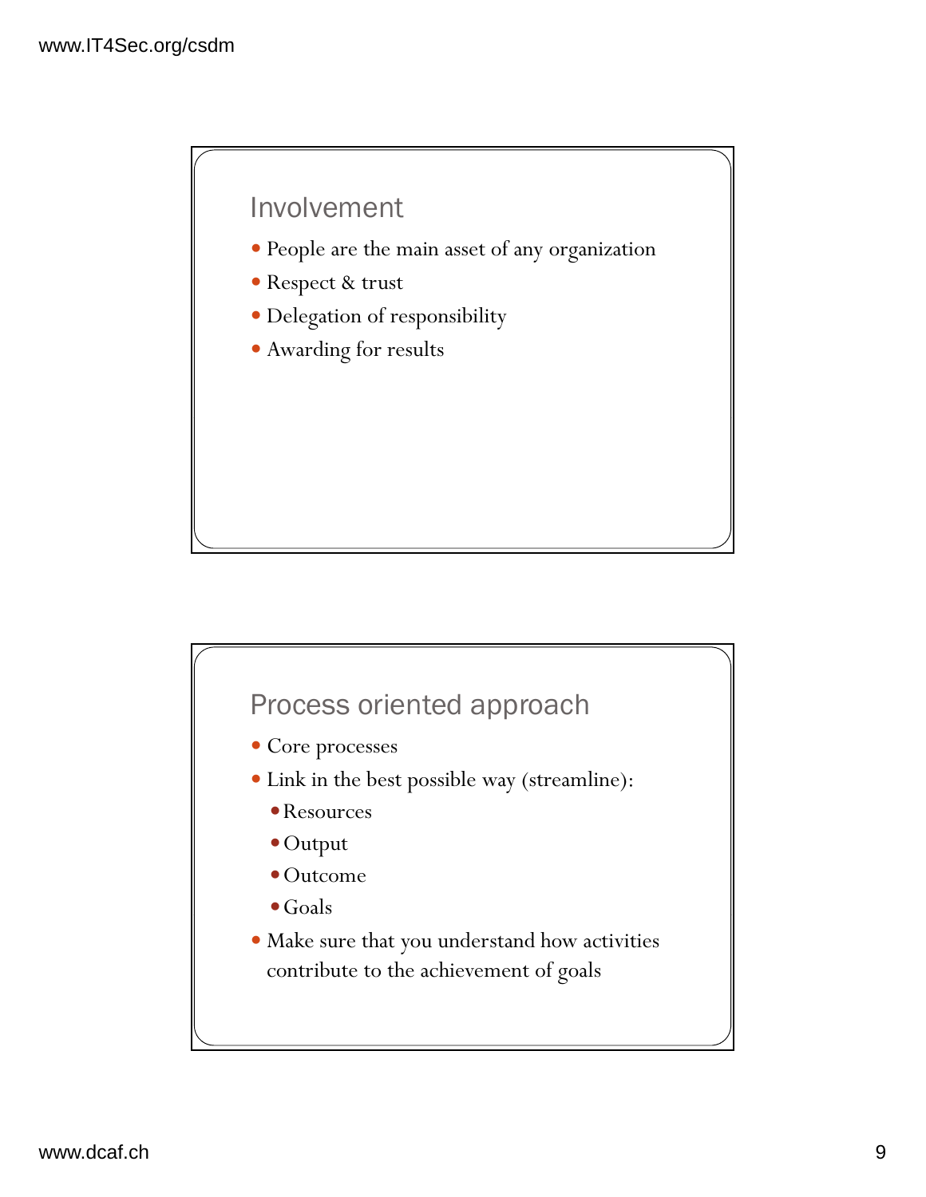## Involvement

- People are the main asset of any organization
- Respect & trust
- Delegation of responsibility
- Awarding for results

## Process oriented approach

- Core processes
- Link in the best possible way (streamline):
  - Resources
  - Output
  - Outcome
  - Goals
- Make sure that you understand how activities contribute to the achievement of goals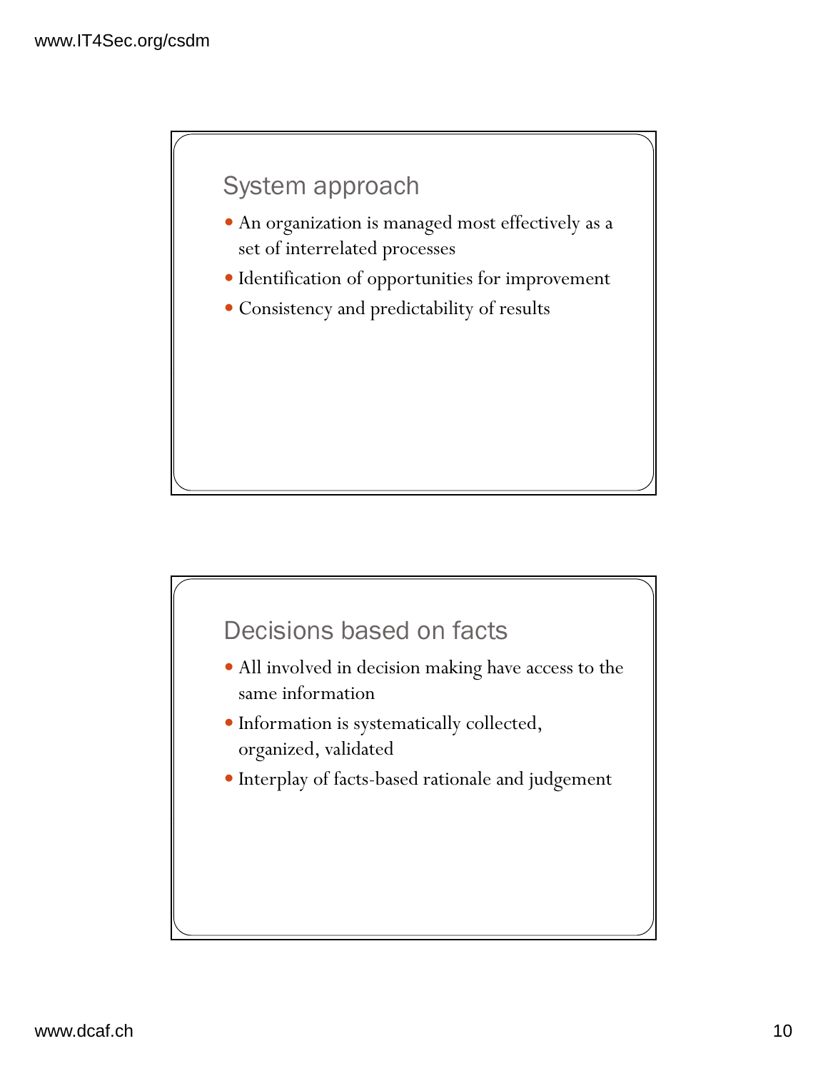## System approach

- An organization is managed most effectively as a set of interrelated processes
- Identification of opportunities for improvement
- Consistency and predictability of results

## Decisions based on facts

- All involved in decision making have access to the same information
- Information is systematically collected, organized, validated
- Interplay of facts-based rationale and judgement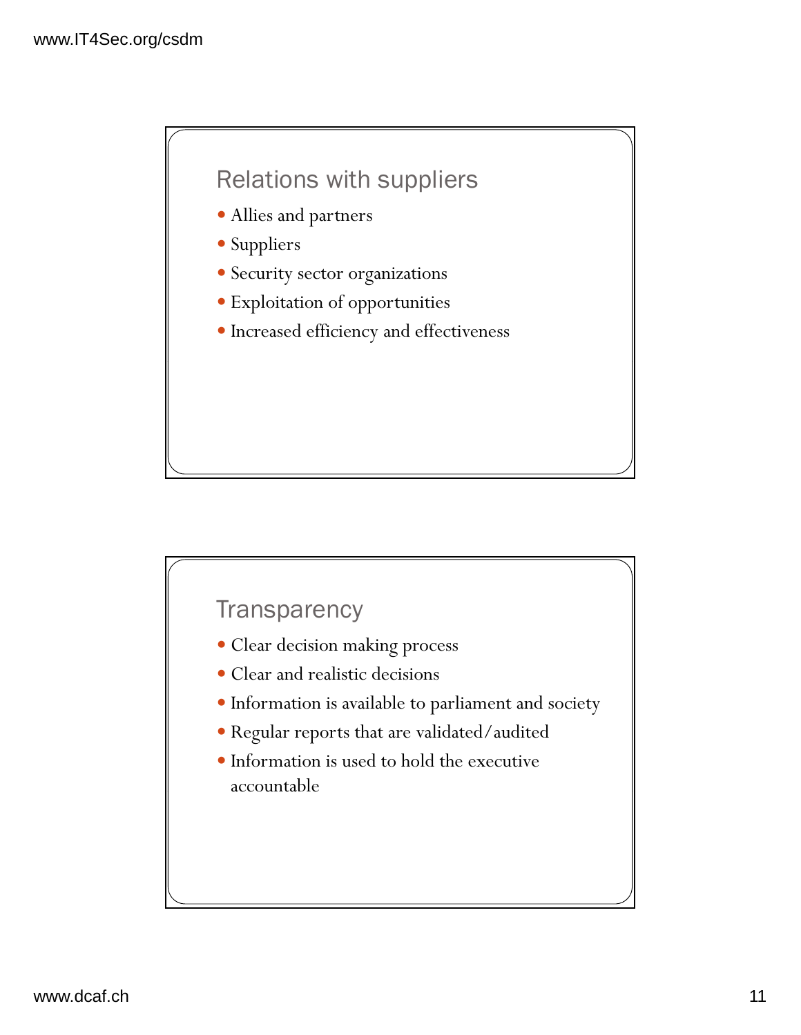## Relations with suppliers

- Allies and partners
- Suppliers
- Security sector organizations
- Exploitation of opportunities
- Increased efficiency and effectiveness

## Transparency

- Clear decision making process
- Clear and realistic decisions
- Information is available to parliament and society
- Regular reports that are validated/audited
- Information is used to hold the executive accountable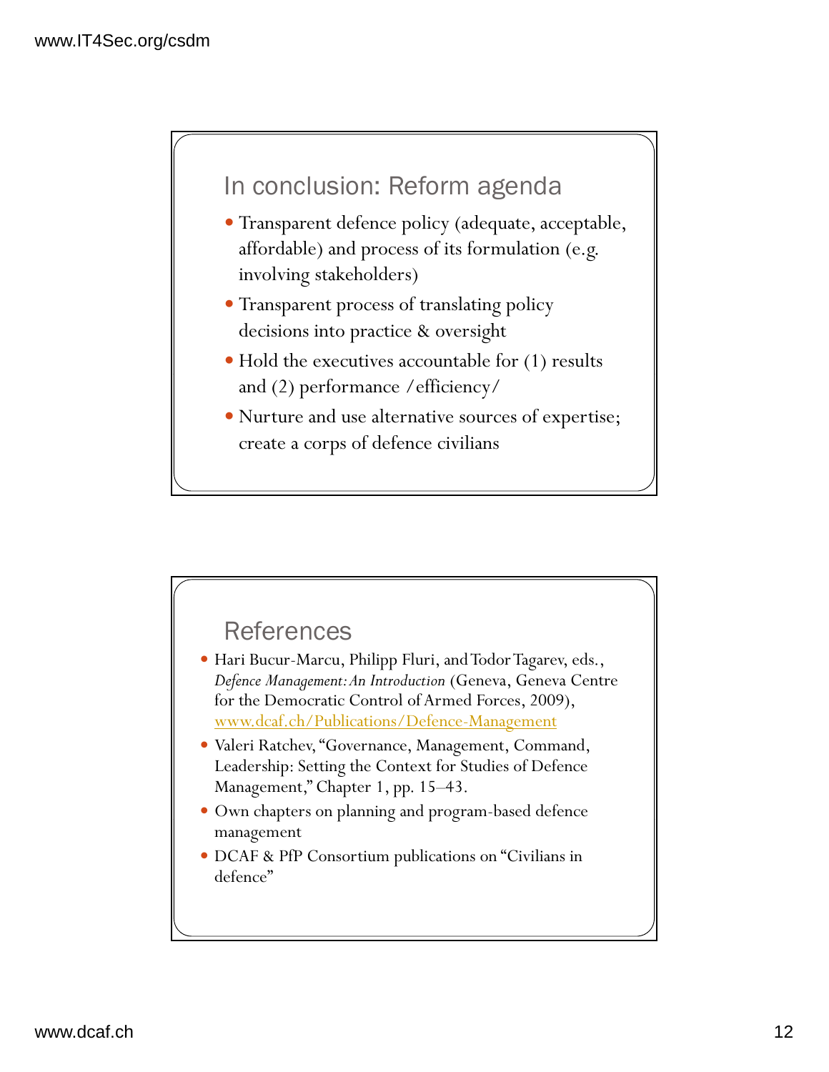## In conclusion: Reform agenda

- Transparent defence policy (adequate, acceptable, affordable) and process of its formulation (e.g. involving stakeholders)
- Transparent process of translating policy decisions into practice & oversight
- Hold the executives accountable for (1) results and (2) performance /efficiency/
- Nurture and use alternative sources of expertise; create a corps of defence civilians

## References

- Hari Bucur-Marcu, Philipp Fluri, and Todor Tagarev, eds., *Defence Management: An Introduction* (Geneva, Geneva Centre for the Democratic Control of Armed Forces, 2009), www.dcaf.ch/Publications/Defence-Management
- Valeri Ratchev, "Governance, Management, Command, Leadership: Setting the Context for Studies of Defence Management," Chapter 1, pp. 15–43.
- Own chapters on planning and program-based defence management
- DCAF & PfP Consortium publications on "Civilians in defence"